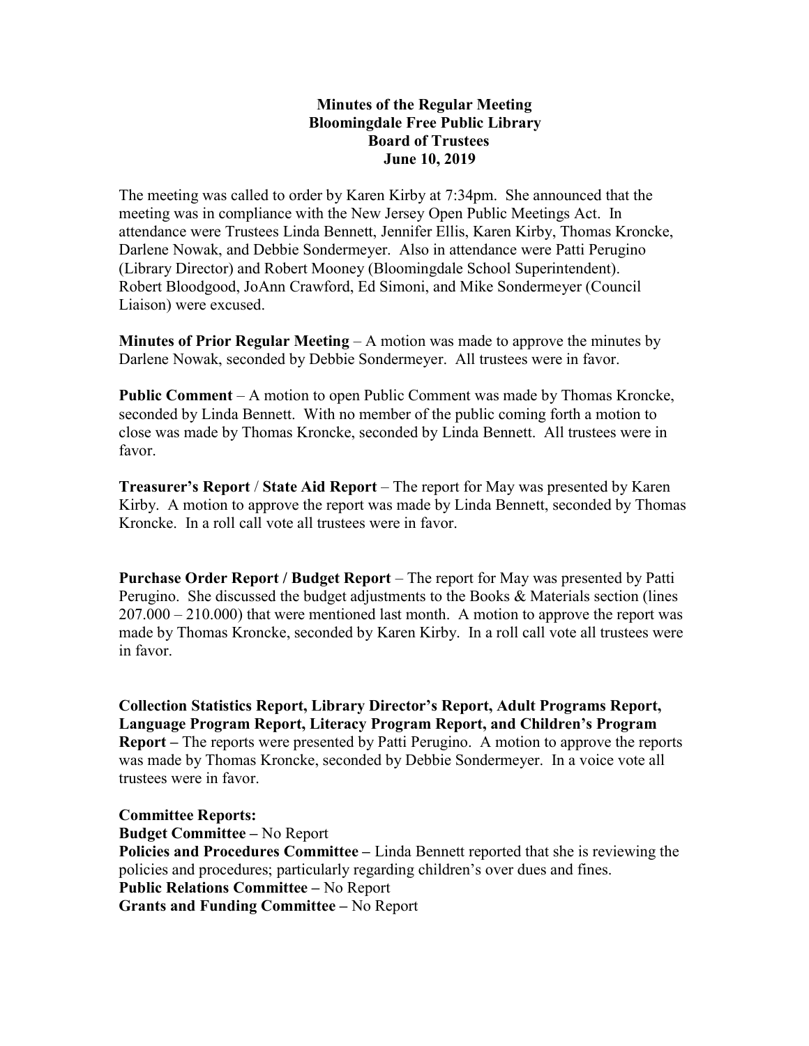# Minutes of the Regular Meeting
## Bloomingdale Free Public Library
## Board of Trustees
## June 10, 2019

The meeting was called to order by Karen Kirby at 7:34pm. She announced that the meeting was in compliance with the New Jersey Open Public Meetings Act. In attendance were Trustees Linda Bennett, Jennifer Ellis, Karen Kirby, Thomas Kroncke, Darlene Nowak, and Debbie Sondermeyer. Also in attendance were Patti Perugino (Library Director) and Robert Mooney (Bloomingdale School Superintendent). Robert Bloodgood, JoAnn Crawford, Ed Simoni, and Mike Sondermeyer (Council Liaison) were excused.

**Minutes of Prior Regular Meeting** – A motion was made to approve the minutes by Darlene Nowak, seconded by Debbie Sondermeyer. All trustees were in favor.

**Public Comment** – A motion to open Public Comment was made by Thomas Kroncke, seconded by Linda Bennett. With no member of the public coming forth a motion to close was made by Thomas Kroncke, seconded by Linda Bennett. All trustees were in favor.

**Treasurer's Report** / **State Aid Report** – The report for May was presented by Karen Kirby. A motion to approve the report was made by Linda Bennett, seconded by Thomas Kroncke. In a roll call vote all trustees were in favor.

**Purchase Order Report / Budget Report** – The report for May was presented by Patti Perugino. She discussed the budget adjustments to the Books & Materials section (lines 207.000 – 210.000) that were mentioned last month. A motion to approve the report was made by Thomas Kroncke, seconded by Karen Kirby. In a roll call vote all trustees were in favor.

**Collection Statistics Report, Library Director's Report, Adult Programs Report, Language Program Report, Literacy Program Report, and Children's Program Report –** The reports were presented by Patti Perugino. A motion to approve the reports was made by Thomas Kroncke, seconded by Debbie Sondermeyer. In a voice vote all trustees were in favor.

**Committee Reports:**
**Budget Committee –** No Report
**Policies and Procedures Committee –** Linda Bennett reported that she is reviewing the policies and procedures; particularly regarding children's over dues and fines.
**Public Relations Committee –** No Report
**Grants and Funding Committee –** No Report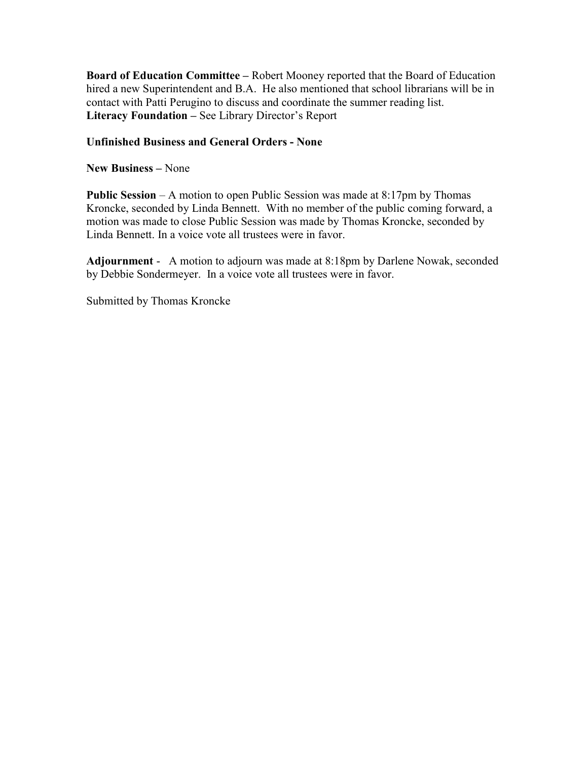**Board of Education Committee –** Robert Mooney reported that the Board of Education hired a new Superintendent and B.A. He also mentioned that school librarians will be in contact with Patti Perugino to discuss and coordinate the summer reading list.
**Literacy Foundation –** See Library Director's Report

**Unfinished Business and General Orders - None**

**New Business –** None

**Public Session** – A motion to open Public Session was made at 8:17pm by Thomas Kroncke, seconded by Linda Bennett. With no member of the public coming forward, a motion was made to close Public Session was made by Thomas Kroncke, seconded by Linda Bennett. In a voice vote all trustees were in favor.

**Adjournment** - A motion to adjourn was made at 8:18pm by Darlene Nowak, seconded by Debbie Sondermeyer. In a voice vote all trustees were in favor.

Submitted by Thomas Kroncke